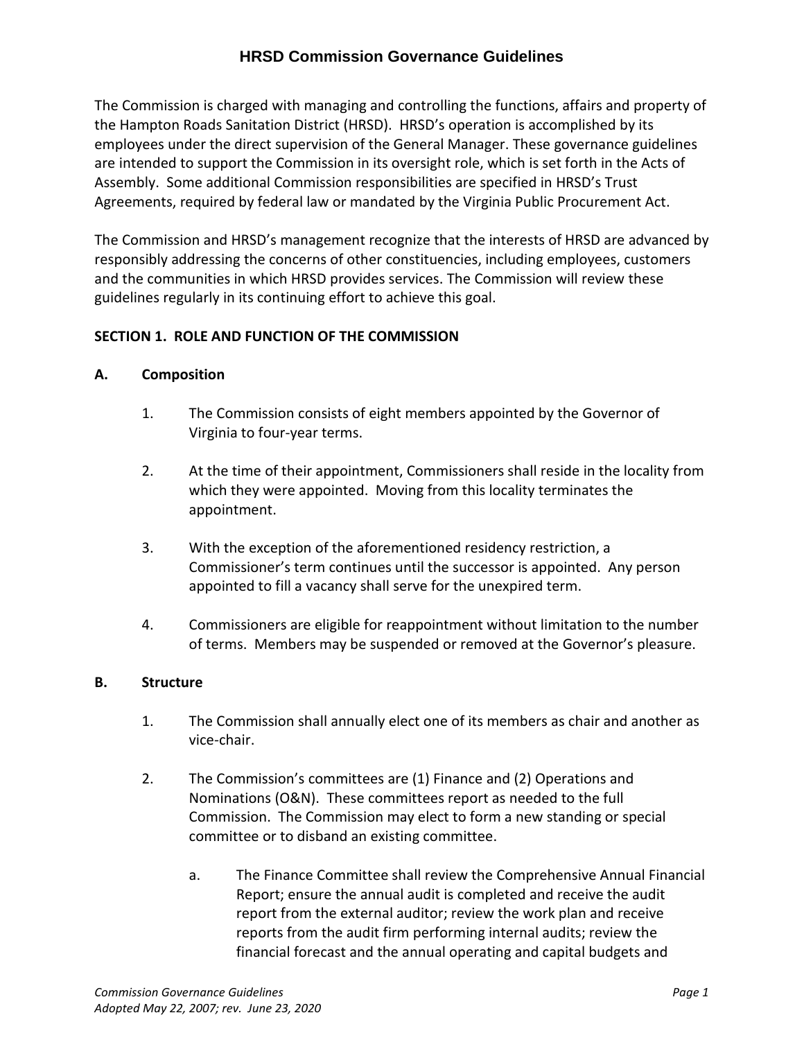# HRSD Commission Governance Guidelines

The Commission is charged with managing and controlling the functions, affairs and property of the Hampton Roads Sanitation District (HRSD). HRSD's operation is accomplished by its employees under the direct supervision of the General Manager. These governance guidelines are intended to support the Commission in its oversight role, which is set forth in the Acts of Assembly. Some additional Commission responsibilities are specified in HRSD's Trust Agreements, required by federal law or mandated by the Virginia Public Procurement Act.

The Commission and HRSD's management recognize that the interests of HRSD are advanced by responsibly addressing the concerns of other constituencies, including employees, customers and the communities in which HRSD provides services. The Commission will review these guidelines regularly in its continuing effort to achieve this goal.

## SECTION 1. ROLE AND FUNCTION OF THE COMMISSION

### A. Composition

1. The Commission consists of eight members appointed by the Governor of Virginia to four-year terms.
2. At the time of their appointment, Commissioners shall reside in the locality from which they were appointed. Moving from this locality terminates the appointment.
3. With the exception of the aforementioned residency restriction, a Commissioner's term continues until the successor is appointed. Any person appointed to fill a vacancy shall serve for the unexpired term.
4. Commissioners are eligible for reappointment without limitation to the number of terms. Members may be suspended or removed at the Governor's pleasure.

### B. Structure

1. The Commission shall annually elect one of its members as chair and another as vice-chair.
2. The Commission's committees are (1) Finance and (2) Operations and Nominations (O&N). These committees report as needed to the full Commission. The Commission may elect to form a new standing or special committee or to disband an existing committee.
   a. The Finance Committee shall review the Comprehensive Annual Financial Report; ensure the annual audit is completed and receive the audit report from the external auditor; review the work plan and receive reports from the audit firm performing internal audits; review the financial forecast and the annual operating and capital budgets and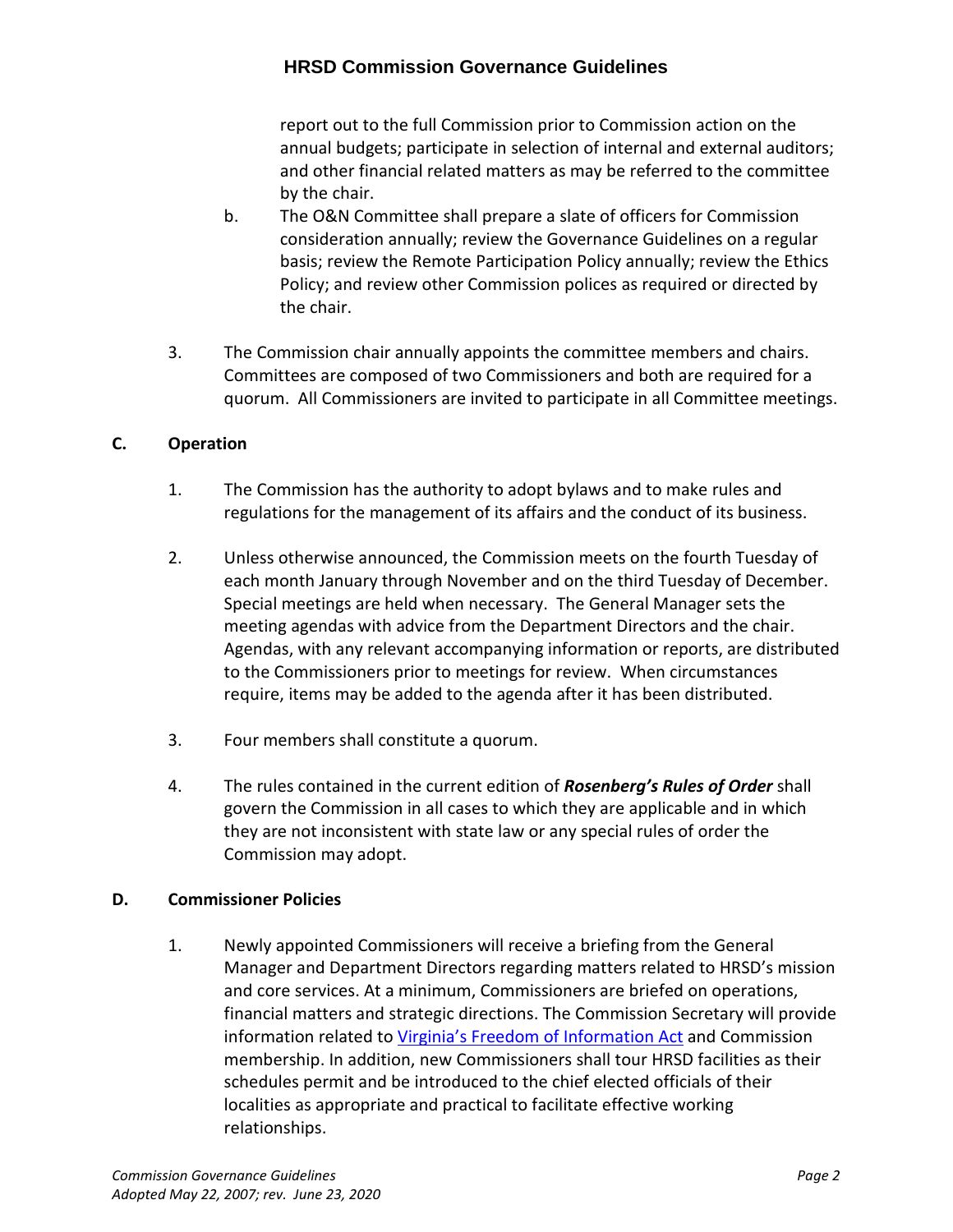report out to the full Commission prior to Commission action on the annual budgets; participate in selection of internal and external auditors; and other financial related matters as may be referred to the committee by the chair.

   b. The O&N Committee shall prepare a slate of officers for Commission consideration annually; review the Governance Guidelines on a regular basis; review the Remote Participation Policy annually; review the Ethics Policy; and review other Commission polices as required or directed by the chair.

3. The Commission chair annually appoints the committee members and chairs. Committees are composed of two Commissioners and both are required for a quorum. All Commissioners are invited to participate in all Committee meetings.

## C. Operation

1. The Commission has the authority to adopt bylaws and to make rules and regulations for the management of its affairs and the conduct of its business.

2. Unless otherwise announced, the Commission meets on the fourth Tuesday of each month January through November and on the third Tuesday of December. Special meetings are held when necessary. The General Manager sets the meeting agendas with advice from the Department Directors and the chair. Agendas, with any relevant accompanying information or reports, are distributed to the Commissioners prior to meetings for review. When circumstances require, items may be added to the agenda after it has been distributed.

3. Four members shall constitute a quorum.

4. The rules contained in the current edition of ***Rosenberg's Rules of Order*** shall govern the Commission in all cases to which they are applicable and in which they are not inconsistent with state law or any special rules of order the Commission may adopt.

## D. Commissioner Policies

1. Newly appointed Commissioners will receive a briefing from the General Manager and Department Directors regarding matters related to HRSD's mission and core services. At a minimum, Commissioners are briefed on operations, financial matters and strategic directions. The Commission Secretary will provide information related to Virginia's Freedom of Information Act and Commission membership. In addition, new Commissioners shall tour HRSD facilities as their schedules permit and be introduced to the chief elected officials of their localities as appropriate and practical to facilitate effective working relationships.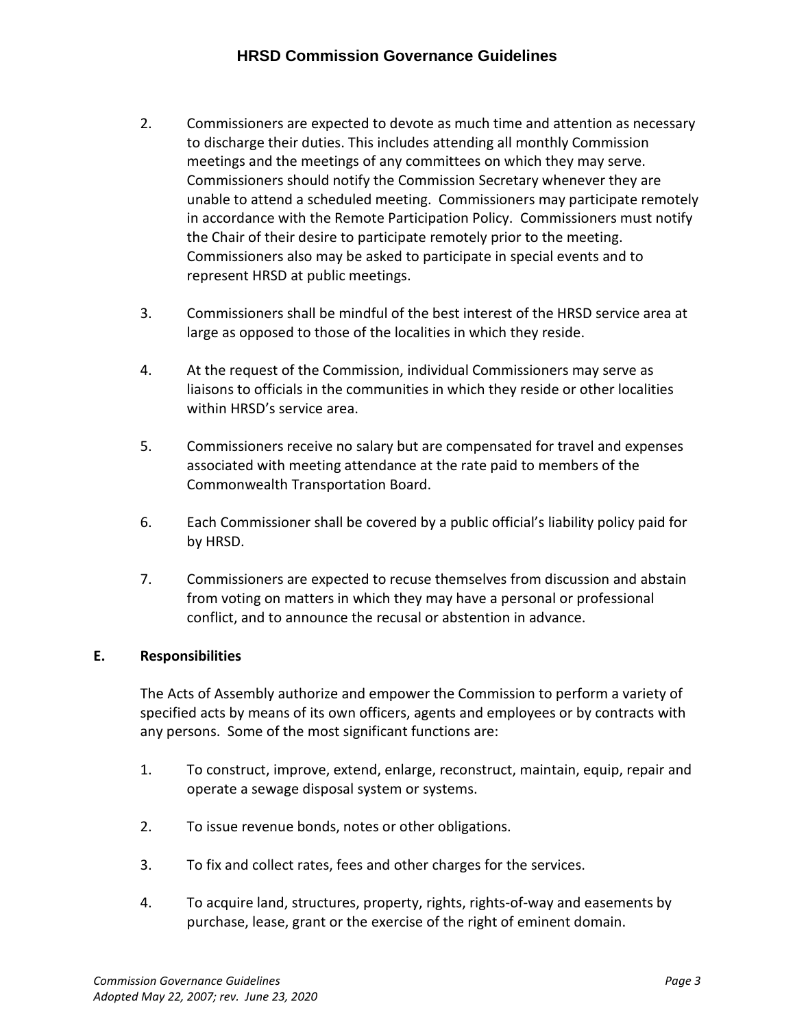2. Commissioners are expected to devote as much time and attention as necessary to discharge their duties. This includes attending all monthly Commission meetings and the meetings of any committees on which they may serve. Commissioners should notify the Commission Secretary whenever they are unable to attend a scheduled meeting. Commissioners may participate remotely in accordance with the Remote Participation Policy. Commissioners must notify the Chair of their desire to participate remotely prior to the meeting. Commissioners also may be asked to participate in special events and to represent HRSD at public meetings.

3. Commissioners shall be mindful of the best interest of the HRSD service area at large as opposed to those of the localities in which they reside.

4. At the request of the Commission, individual Commissioners may serve as liaisons to officials in the communities in which they reside or other localities within HRSD's service area.

5. Commissioners receive no salary but are compensated for travel and expenses associated with meeting attendance at the rate paid to members of the Commonwealth Transportation Board.

6. Each Commissioner shall be covered by a public official's liability policy paid for by HRSD.

7. Commissioners are expected to recuse themselves from discussion and abstain from voting on matters in which they may have a personal or professional conflict, and to announce the recusal or abstention in advance.

**E. Responsibilities**

The Acts of Assembly authorize and empower the Commission to perform a variety of specified acts by means of its own officers, agents and employees or by contracts with any persons. Some of the most significant functions are:

1. To construct, improve, extend, enlarge, reconstruct, maintain, equip, repair and operate a sewage disposal system or systems.

2. To issue revenue bonds, notes or other obligations.

3. To fix and collect rates, fees and other charges for the services.

4. To acquire land, structures, property, rights, rights-of-way and easements by purchase, lease, grant or the exercise of the right of eminent domain.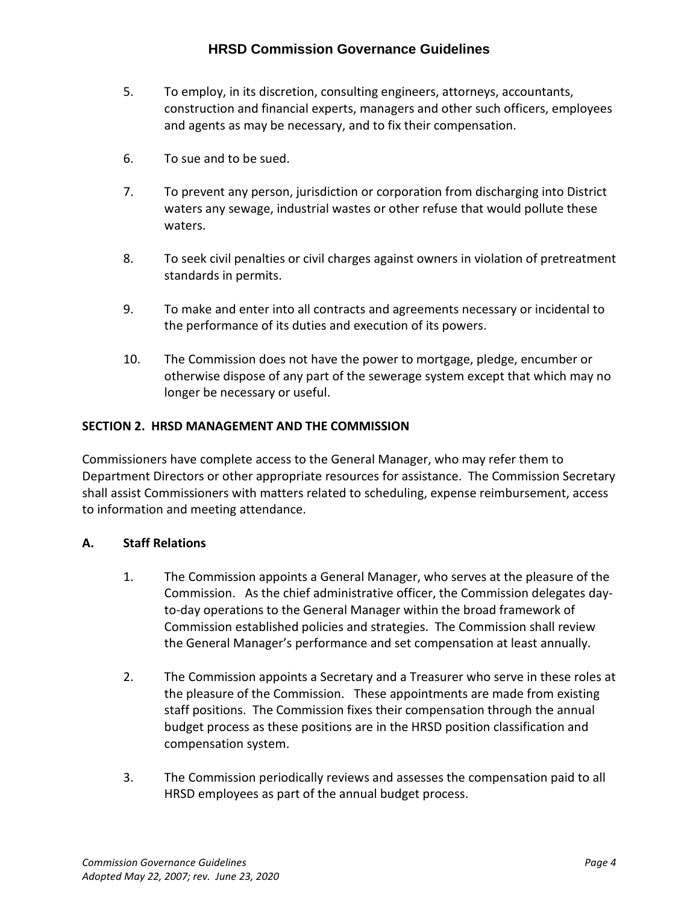5. To employ, in its discretion, consulting engineers, attorneys, accountants, construction and financial experts, managers and other such officers, employees and agents as may be necessary, and to fix their compensation.

6. To sue and to be sued.

7. To prevent any person, jurisdiction or corporation from discharging into District waters any sewage, industrial wastes or other refuse that would pollute these waters.

8. To seek civil penalties or civil charges against owners in violation of pretreatment standards in permits.

9. To make and enter into all contracts and agreements necessary or incidental to the performance of its duties and execution of its powers.

10. The Commission does not have the power to mortgage, pledge, encumber or otherwise dispose of any part of the sewerage system except that which may no longer be necessary or useful.

## SECTION 2. HRSD MANAGEMENT AND THE COMMISSION

Commissioners have complete access to the General Manager, who may refer them to Department Directors or other appropriate resources for assistance. The Commission Secretary shall assist Commissioners with matters related to scheduling, expense reimbursement, access to information and meeting attendance.

### A. Staff Relations

1. The Commission appoints a General Manager, who serves at the pleasure of the Commission. As the chief administrative officer, the Commission delegates day-to-day operations to the General Manager within the broad framework of Commission established policies and strategies. The Commission shall review the General Manager's performance and set compensation at least annually.

2. The Commission appoints a Secretary and a Treasurer who serve in these roles at the pleasure of the Commission. These appointments are made from existing staff positions. The Commission fixes their compensation through the annual budget process as these positions are in the HRSD position classification and compensation system.

3. The Commission periodically reviews and assesses the compensation paid to all HRSD employees as part of the annual budget process.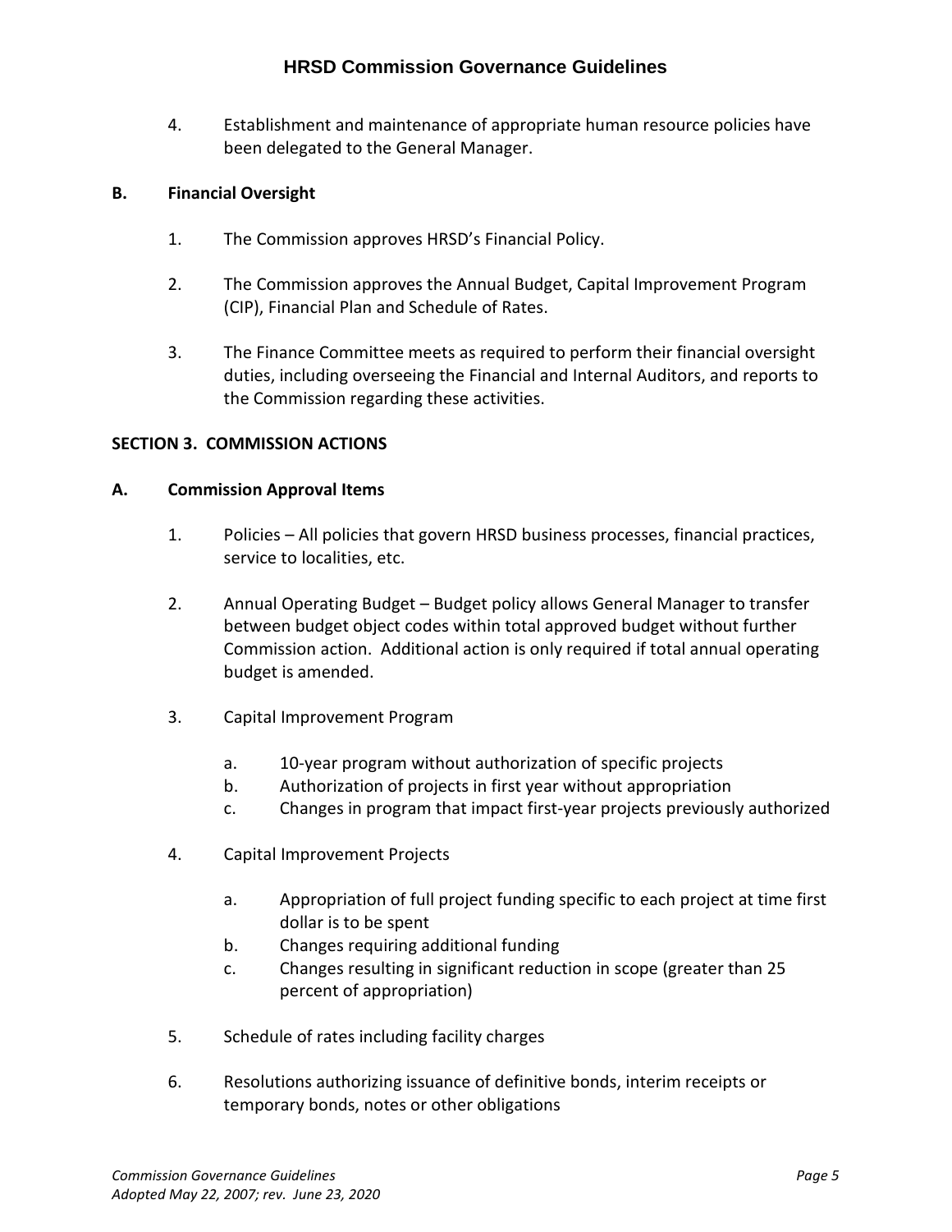4. Establishment and maintenance of appropriate human resource policies have been delegated to the General Manager.

### B. Financial Oversight

1. The Commission approves HRSD's Financial Policy.

2. The Commission approves the Annual Budget, Capital Improvement Program (CIP), Financial Plan and Schedule of Rates.

3. The Finance Committee meets as required to perform their financial oversight duties, including overseeing the Financial and Internal Auditors, and reports to the Commission regarding these activities.

## SECTION 3. COMMISSION ACTIONS

### A. Commission Approval Items

1. Policies – All policies that govern HRSD business processes, financial practices, service to localities, etc.

2. Annual Operating Budget – Budget policy allows General Manager to transfer between budget object codes within total approved budget without further Commission action. Additional action is only required if total annual operating budget is amended.

3. Capital Improvement Program

   a. 10-year program without authorization of specific projects
   b. Authorization of projects in first year without appropriation
   c. Changes in program that impact first-year projects previously authorized

4. Capital Improvement Projects

   a. Appropriation of full project funding specific to each project at time first dollar is to be spent
   b. Changes requiring additional funding
   c. Changes resulting in significant reduction in scope (greater than 25 percent of appropriation)

5. Schedule of rates including facility charges

6. Resolutions authorizing issuance of definitive bonds, interim receipts or temporary bonds, notes or other obligations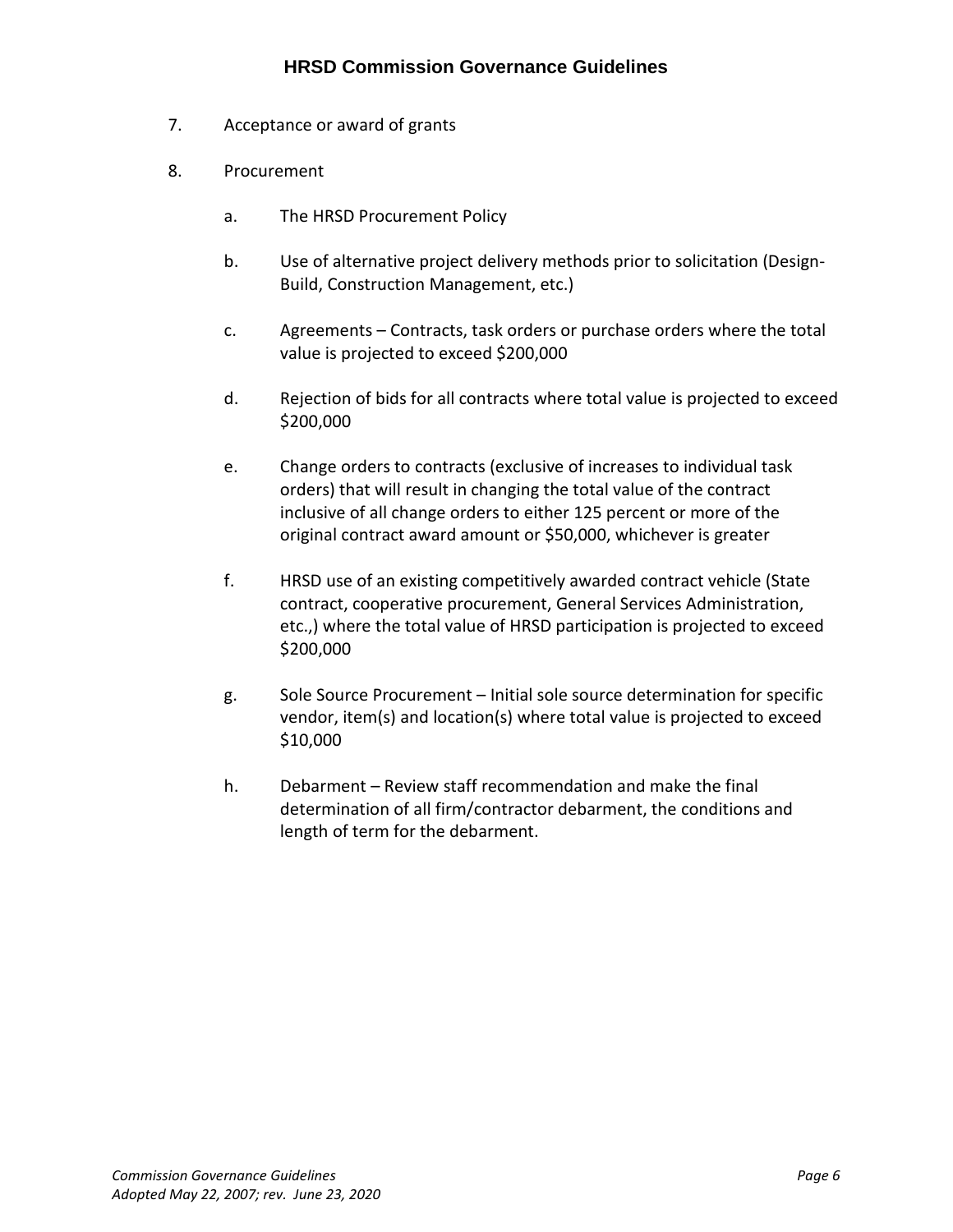7. Acceptance or award of grants

8. Procurement

   a. The HRSD Procurement Policy

   b. Use of alternative project delivery methods prior to solicitation (Design-Build, Construction Management, etc.)

   c. Agreements – Contracts, task orders or purchase orders where the total value is projected to exceed $200,000

   d. Rejection of bids for all contracts where total value is projected to exceed $200,000

   e. Change orders to contracts (exclusive of increases to individual task orders) that will result in changing the total value of the contract inclusive of all change orders to either 125 percent or more of the original contract award amount or $50,000, whichever is greater

   f. HRSD use of an existing competitively awarded contract vehicle (State contract, cooperative procurement, General Services Administration, etc.,) where the total value of HRSD participation is projected to exceed $200,000

   g. Sole Source Procurement – Initial sole source determination for specific vendor, item(s) and location(s) where total value is projected to exceed $10,000

   h. Debarment – Review staff recommendation and make the final determination of all firm/contractor debarment, the conditions and length of term for the debarment.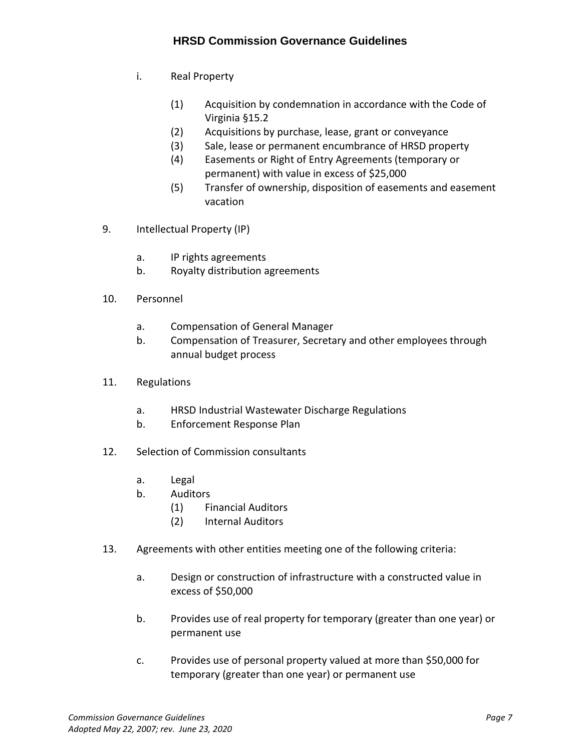i. Real Property

   (1) Acquisition by condemnation in accordance with the Code of Virginia §15.2
   (2) Acquisitions by purchase, lease, grant or conveyance
   (3) Sale, lease or permanent encumbrance of HRSD property
   (4) Easements or Right of Entry Agreements (temporary or permanent) with value in excess of $25,000
   (5) Transfer of ownership, disposition of easements and easement vacation

9. Intellectual Property (IP)

   a. IP rights agreements
   b. Royalty distribution agreements

10. Personnel

   a. Compensation of General Manager
   b. Compensation of Treasurer, Secretary and other employees through annual budget process

11. Regulations

   a. HRSD Industrial Wastewater Discharge Regulations
   b. Enforcement Response Plan

12. Selection of Commission consultants

   a. Legal
   b. Auditors
      (1) Financial Auditors
      (2) Internal Auditors

13. Agreements with other entities meeting one of the following criteria:

   a. Design or construction of infrastructure with a constructed value in excess of $50,000

   b. Provides use of real property for temporary (greater than one year) or permanent use

   c. Provides use of personal property valued at more than $50,000 for temporary (greater than one year) or permanent use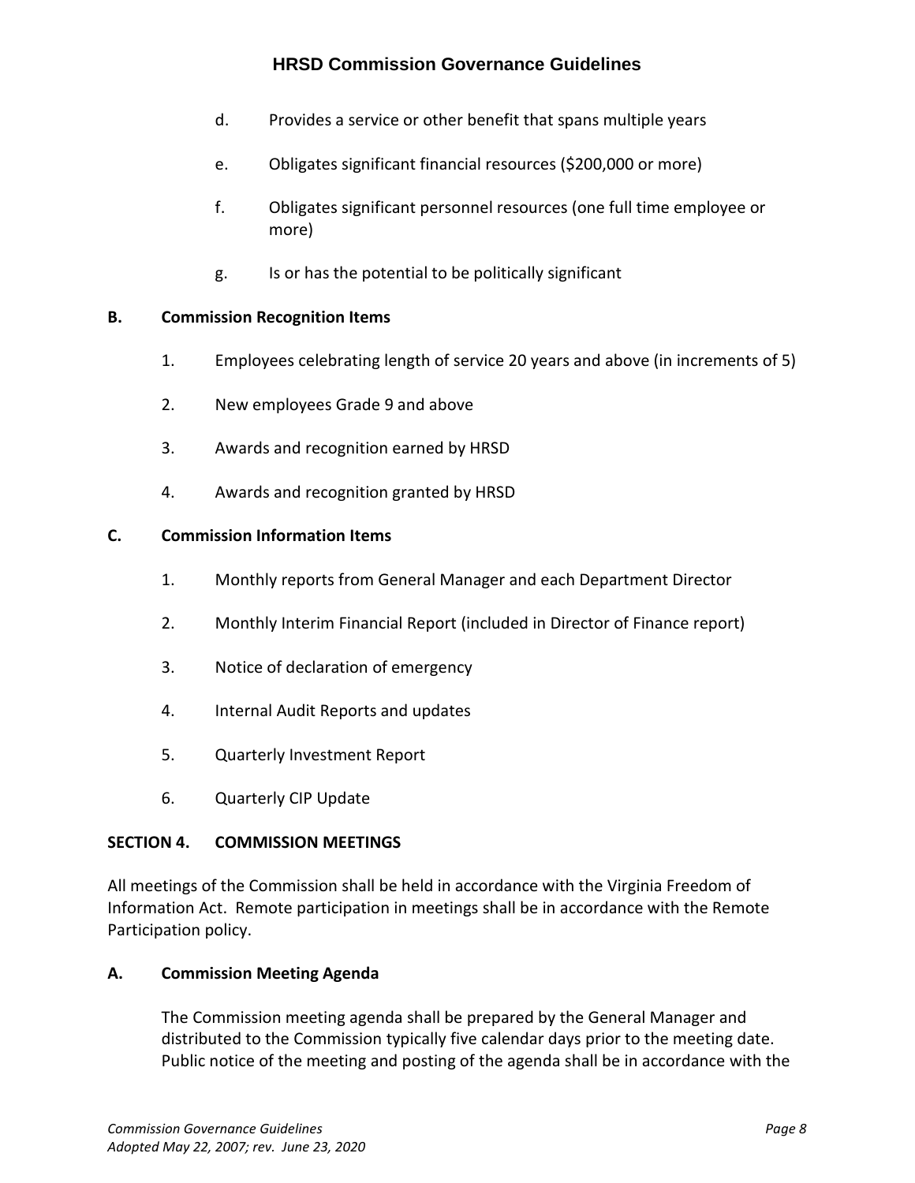d. Provides a service or other benefit that spans multiple years

e. Obligates significant financial resources ($200,000 or more)

f. Obligates significant personnel resources (one full time employee or more)

g. Is or has the potential to be politically significant

**B. Commission Recognition Items**

1. Employees celebrating length of service 20 years and above (in increments of 5)
2. New employees Grade 9 and above
3. Awards and recognition earned by HRSD
4. Awards and recognition granted by HRSD

**C. Commission Information Items**

1. Monthly reports from General Manager and each Department Director
2. Monthly Interim Financial Report (included in Director of Finance report)
3. Notice of declaration of emergency
4. Internal Audit Reports and updates
5. Quarterly Investment Report
6. Quarterly CIP Update

## SECTION 4. COMMISSION MEETINGS

All meetings of the Commission shall be held in accordance with the Virginia Freedom of Information Act. Remote participation in meetings shall be in accordance with the Remote Participation policy.

**A. Commission Meeting Agenda**

The Commission meeting agenda shall be prepared by the General Manager and distributed to the Commission typically five calendar days prior to the meeting date. Public notice of the meeting and posting of the agenda shall be in accordance with the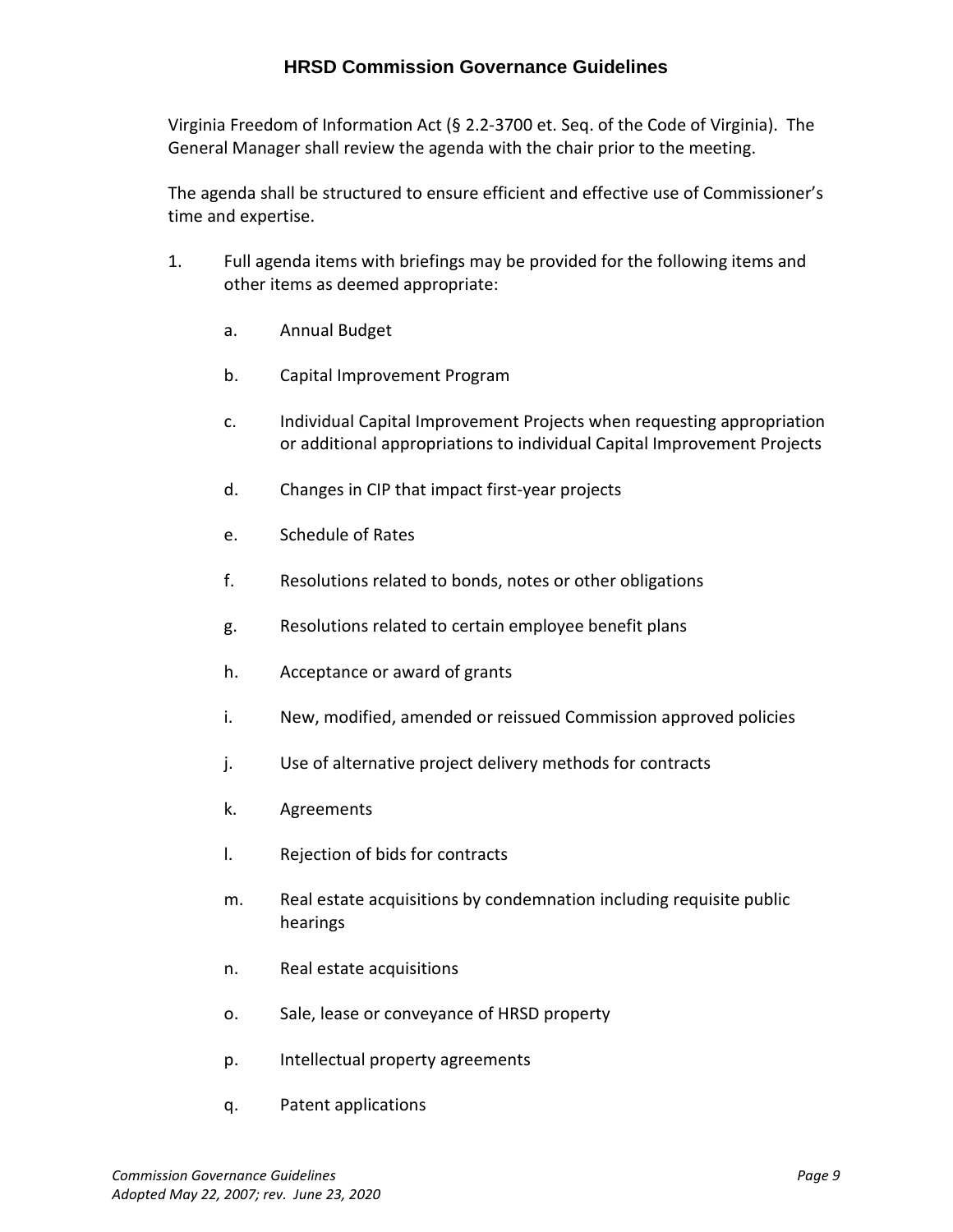Virginia Freedom of Information Act (§ 2.2-3700 et. Seq. of the Code of Virginia). The General Manager shall review the agenda with the chair prior to the meeting.

The agenda shall be structured to ensure efficient and effective use of Commissioner's time and expertise.

1. Full agenda items with briefings may be provided for the following items and other items as deemed appropriate:

   a. Annual Budget

   b. Capital Improvement Program

   c. Individual Capital Improvement Projects when requesting appropriation or additional appropriations to individual Capital Improvement Projects

   d. Changes in CIP that impact first-year projects

   e. Schedule of Rates

   f. Resolutions related to bonds, notes or other obligations

   g. Resolutions related to certain employee benefit plans

   h. Acceptance or award of grants

   i. New, modified, amended or reissued Commission approved policies

   j. Use of alternative project delivery methods for contracts

   k. Agreements

   l. Rejection of bids for contracts

   m. Real estate acquisitions by condemnation including requisite public hearings

   n. Real estate acquisitions

   o. Sale, lease or conveyance of HRSD property

   p. Intellectual property agreements

   q. Patent applications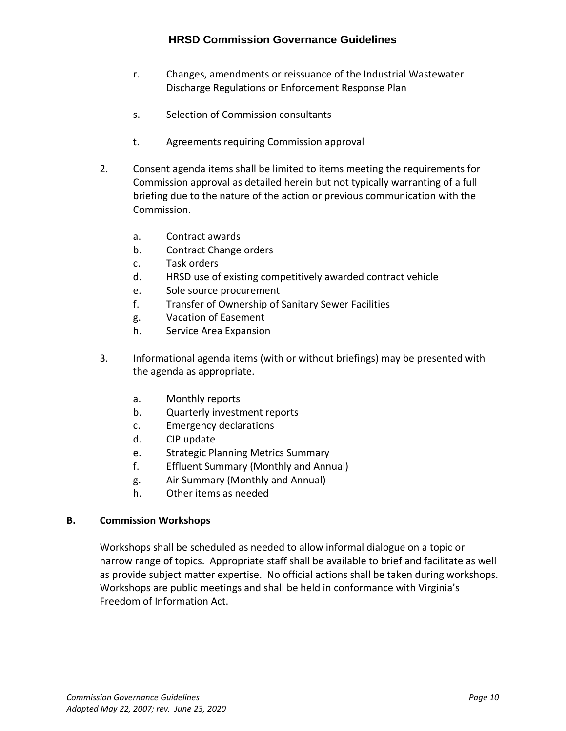r. Changes, amendments or reissuance of the Industrial Wastewater Discharge Regulations or Enforcement Response Plan

s. Selection of Commission consultants

t. Agreements requiring Commission approval

2. Consent agenda items shall be limited to items meeting the requirements for Commission approval as detailed herein but not typically warranting of a full briefing due to the nature of the action or previous communication with the Commission.

   a. Contract awards
   b. Contract Change orders
   c. Task orders
   d. HRSD use of existing competitively awarded contract vehicle
   e. Sole source procurement
   f. Transfer of Ownership of Sanitary Sewer Facilities
   g. Vacation of Easement
   h. Service Area Expansion

3. Informational agenda items (with or without briefings) may be presented with the agenda as appropriate.

   a. Monthly reports
   b. Quarterly investment reports
   c. Emergency declarations
   d. CIP update
   e. Strategic Planning Metrics Summary
   f. Effluent Summary (Monthly and Annual)
   g. Air Summary (Monthly and Annual)
   h. Other items as needed

**B. Commission Workshops**

Workshops shall be scheduled as needed to allow informal dialogue on a topic or narrow range of topics. Appropriate staff shall be available to brief and facilitate as well as provide subject matter expertise. No official actions shall be taken during workshops. Workshops are public meetings and shall be held in conformance with Virginia's Freedom of Information Act.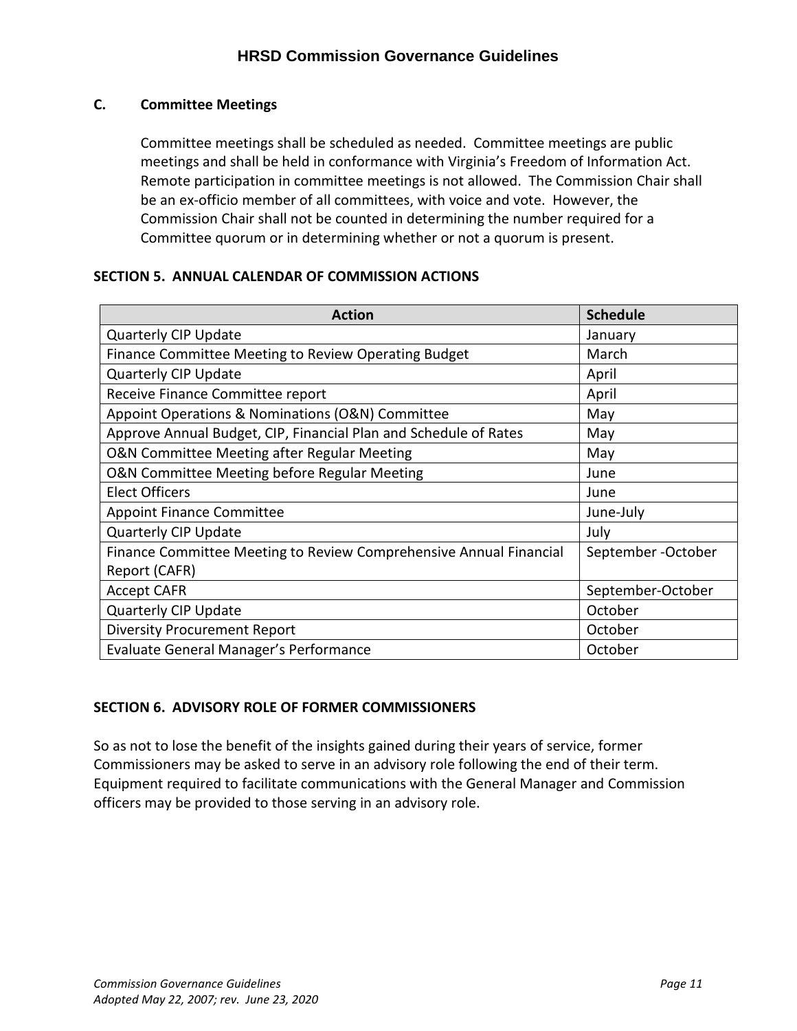### C. Committee Meetings

Committee meetings shall be scheduled as needed. Committee meetings are public meetings and shall be held in conformance with Virginia's Freedom of Information Act. Remote participation in committee meetings is not allowed. The Commission Chair shall be an ex-officio member of all committees, with voice and vote. However, the Commission Chair shall not be counted in determining the number required for a Committee quorum or in determining whether or not a quorum is present.

## SECTION 5. ANNUAL CALENDAR OF COMMISSION ACTIONS

| Action | Schedule |
|---|---|
| Quarterly CIP Update | January |
| Finance Committee Meeting to Review Operating Budget | March |
| Quarterly CIP Update | April |
| Receive Finance Committee report | April |
| Appoint Operations & Nominations (O&N) Committee | May |
| Approve Annual Budget, CIP, Financial Plan and Schedule of Rates | May |
| O&N Committee Meeting after Regular Meeting | May |
| O&N Committee Meeting before Regular Meeting | June |
| Elect Officers | June |
| Appoint Finance Committee | June-July |
| Quarterly CIP Update | July |
| Finance Committee Meeting to Review Comprehensive Annual Financial Report (CAFR) | September -October |
| Accept CAFR | September-October |
| Quarterly CIP Update | October |
| Diversity Procurement Report | October |
| Evaluate General Manager's Performance | October |

## SECTION 6. ADVISORY ROLE OF FORMER COMMISSIONERS

So as not to lose the benefit of the insights gained during their years of service, former Commissioners may be asked to serve in an advisory role following the end of their term. Equipment required to facilitate communications with the General Manager and Commission officers may be provided to those serving in an advisory role.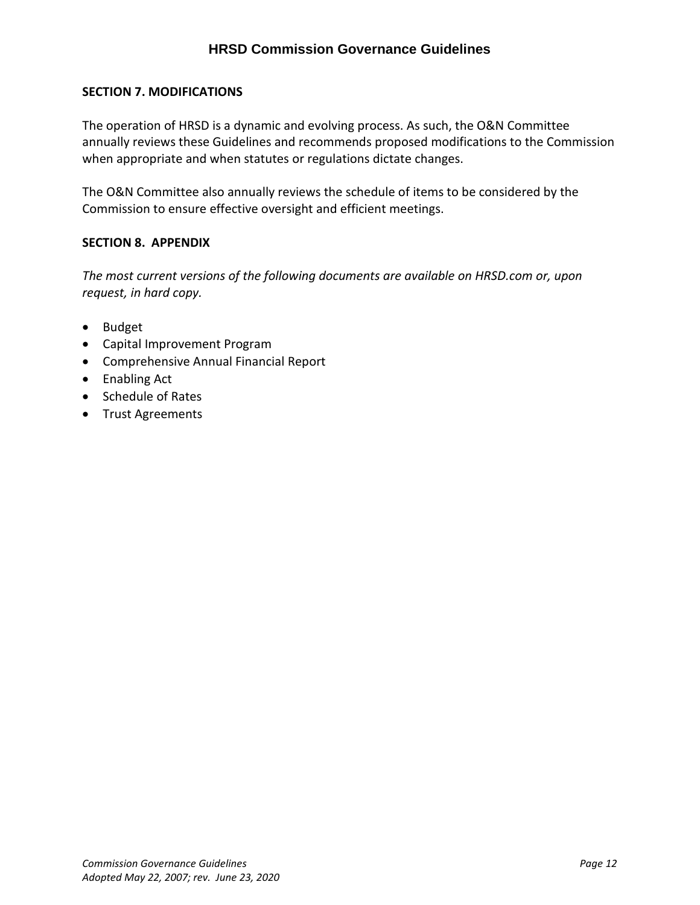## SECTION 7. MODIFICATIONS

The operation of HRSD is a dynamic and evolving process. As such, the O&N Committee annually reviews these Guidelines and recommends proposed modifications to the Commission when appropriate and when statutes or regulations dictate changes.

The O&N Committee also annually reviews the schedule of items to be considered by the Commission to ensure effective oversight and efficient meetings.

## SECTION 8. APPENDIX

*The most current versions of the following documents are available on HRSD.com or, upon request, in hard copy.*

- Budget
- Capital Improvement Program
- Comprehensive Annual Financial Report
- Enabling Act
- Schedule of Rates
- Trust Agreements